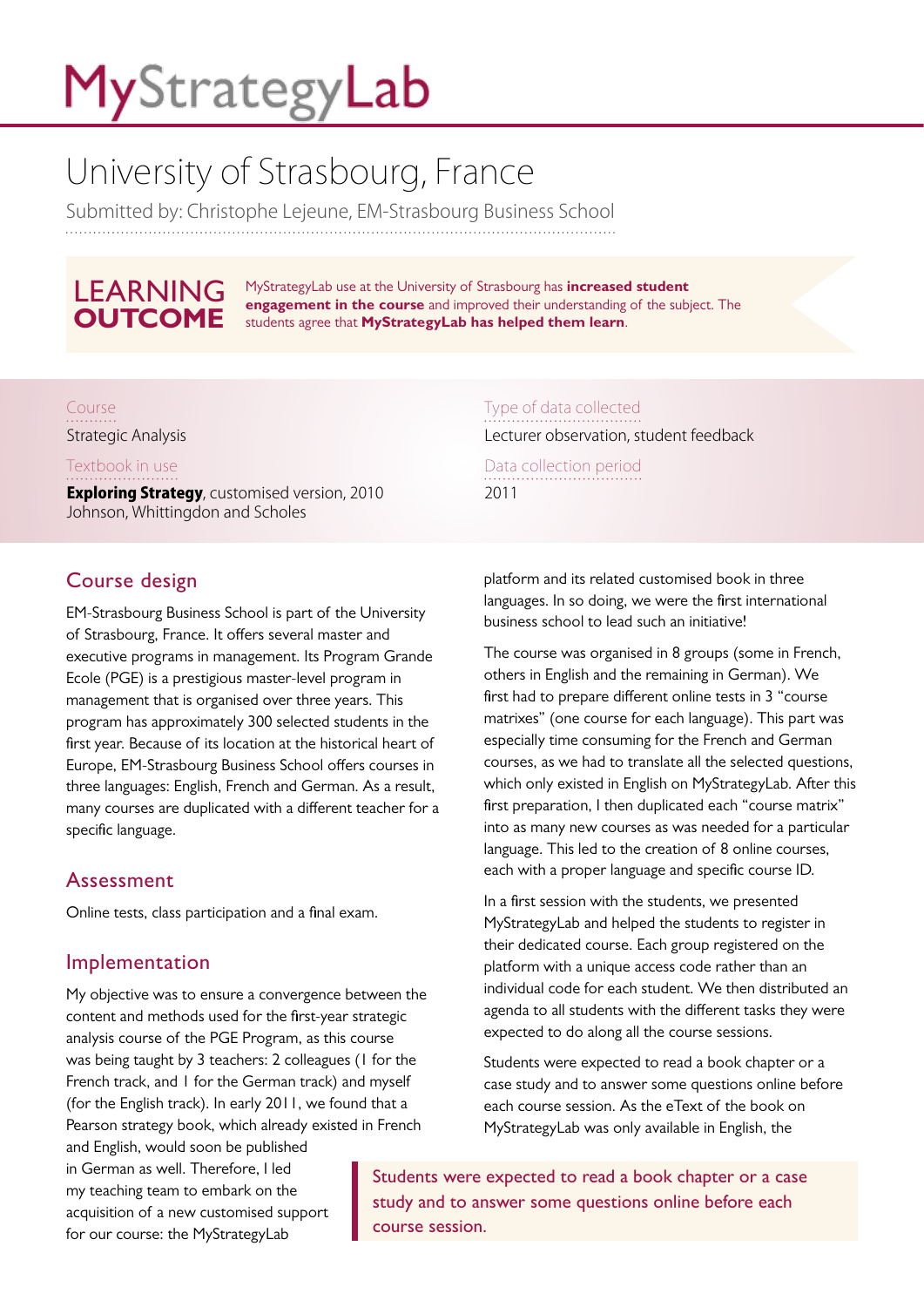# MyStrategyLab

## University of Strasbourg, France

Submitted by: Christophe Lejeune, EM-Strasbourg Business School

**LEARNING OUTCOME**

MyStrategyLab use at the University of Strasbourg has **increased student engagement in the course** and improved their understanding of the subject. The students agree that **MyStrategyLab has helped them learn**.

Course
Strategic Analysis

Textbook in use
**Exploring Strategy**, customised version, 2010
Johnson, Whittingdon and Scholes

Type of data collected
Lecturer observation, student feedback

Data collection period
2011

### Course design

EM-Strasbourg Business School is part of the University of Strasbourg, France. It offers several master and executive programs in management. Its Program Grande Ecole (PGE) is a prestigious master-level program in management that is organised over three years. This program has approximately 300 selected students in the first year. Because of its location at the historical heart of Europe, EM-Strasbourg Business School offers courses in three languages: English, French and German. As a result, many courses are duplicated with a different teacher for a specific language.

### Assessment

Online tests, class participation and a final exam.

### Implementation

My objective was to ensure a convergence between the content and methods used for the first-year strategic analysis course of the PGE Program, as this course was being taught by 3 teachers: 2 colleagues (1 for the French track, and 1 for the German track) and myself (for the English track). In early 2011, we found that a Pearson strategy book, which already existed in French and English, would soon be published in German as well. Therefore, I led my teaching team to embark on the acquisition of a new customised support for our course: the MyStrategyLab platform and its related customised book in three languages. In so doing, we were the first international business school to lead such an initiative!

The course was organised in 8 groups (some in French, others in English and the remaining in German). We first had to prepare different online tests in 3 "course matrixes" (one course for each language). This part was especially time consuming for the French and German courses, as we had to translate all the selected questions, which only existed in English on MyStrategyLab. After this first preparation, I then duplicated each "course matrix" into as many new courses as was needed for a particular language. This led to the creation of 8 online courses, each with a proper language and specific course ID.

In a first session with the students, we presented MyStrategyLab and helped the students to register in their dedicated course. Each group registered on the platform with a unique access code rather than an individual code for each student. We then distributed an agenda to all students with the different tasks they were expected to do along all the course sessions.

Students were expected to read a book chapter or a case study and to answer some questions online before each course session. As the eText of the book on MyStrategyLab was only available in English, the

> Students were expected to read a book chapter or a case study and to answer some questions online before each course session.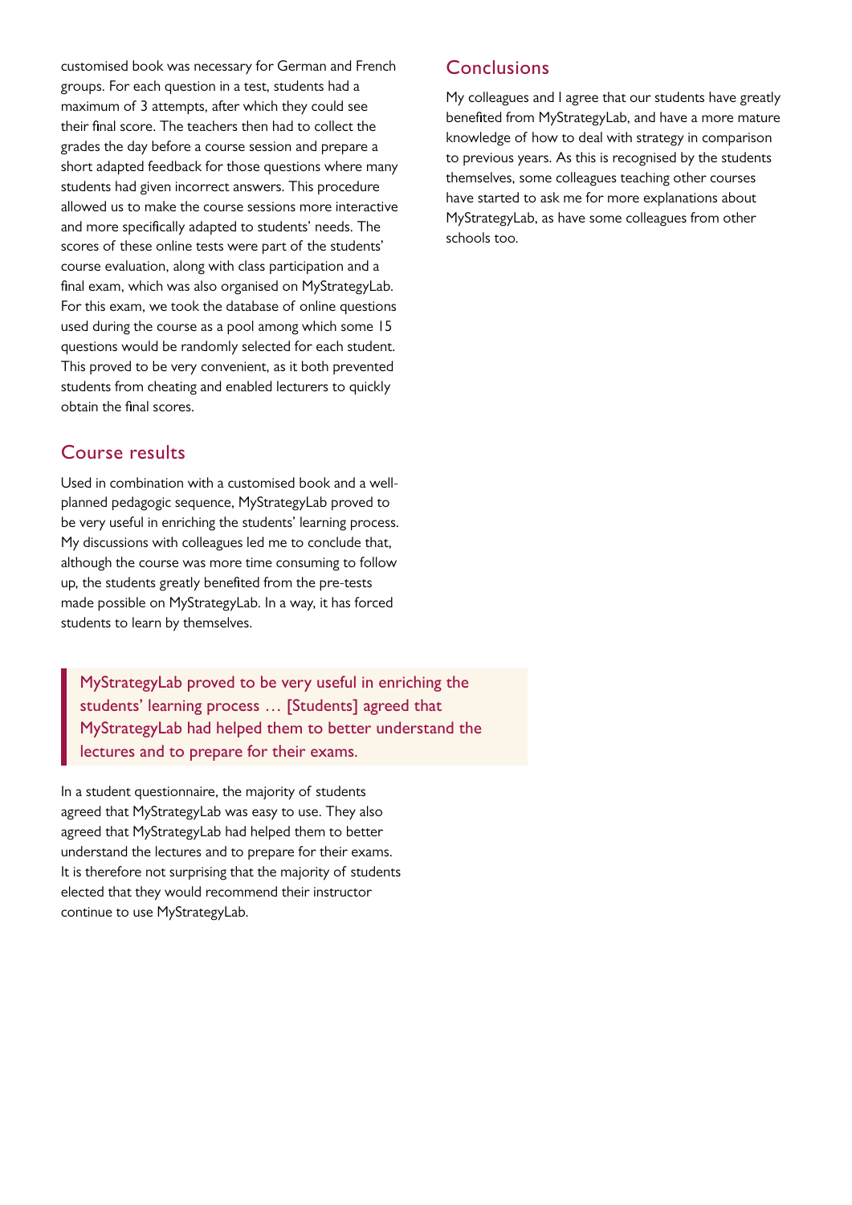customised book was necessary for German and French groups. For each question in a test, students had a maximum of 3 attempts, after which they could see their final score. The teachers then had to collect the grades the day before a course session and prepare a short adapted feedback for those questions where many students had given incorrect answers. This procedure allowed us to make the course sessions more interactive and more specifically adapted to students' needs. The scores of these online tests were part of the students' course evaluation, along with class participation and a final exam, which was also organised on MyStrategyLab. For this exam, we took the database of online questions used during the course as a pool among which some 15 questions would be randomly selected for each student. This proved to be very convenient, as it both prevented students from cheating and enabled lecturers to quickly obtain the final scores.

## Course results

Used in combination with a customised book and a well-planned pedagogic sequence, MyStrategyLab proved to be very useful in enriching the students' learning process. My discussions with colleagues led me to conclude that, although the course was more time consuming to follow up, the students greatly benefited from the pre-tests made possible on MyStrategyLab. In a way, it has forced students to learn by themselves.

> MyStrategyLab proved to be very useful in enriching the students' learning process … [Students] agreed that MyStrategyLab had helped them to better understand the lectures and to prepare for their exams.

In a student questionnaire, the majority of students agreed that MyStrategyLab was easy to use. They also agreed that MyStrategyLab had helped them to better understand the lectures and to prepare for their exams. It is therefore not surprising that the majority of students elected that they would recommend their instructor continue to use MyStrategyLab.

## Conclusions

My colleagues and I agree that our students have greatly benefited from MyStrategyLab, and have a more mature knowledge of how to deal with strategy in comparison to previous years. As this is recognised by the students themselves, some colleagues teaching other courses have started to ask me for more explanations about MyStrategyLab, as have some colleagues from other schools too.